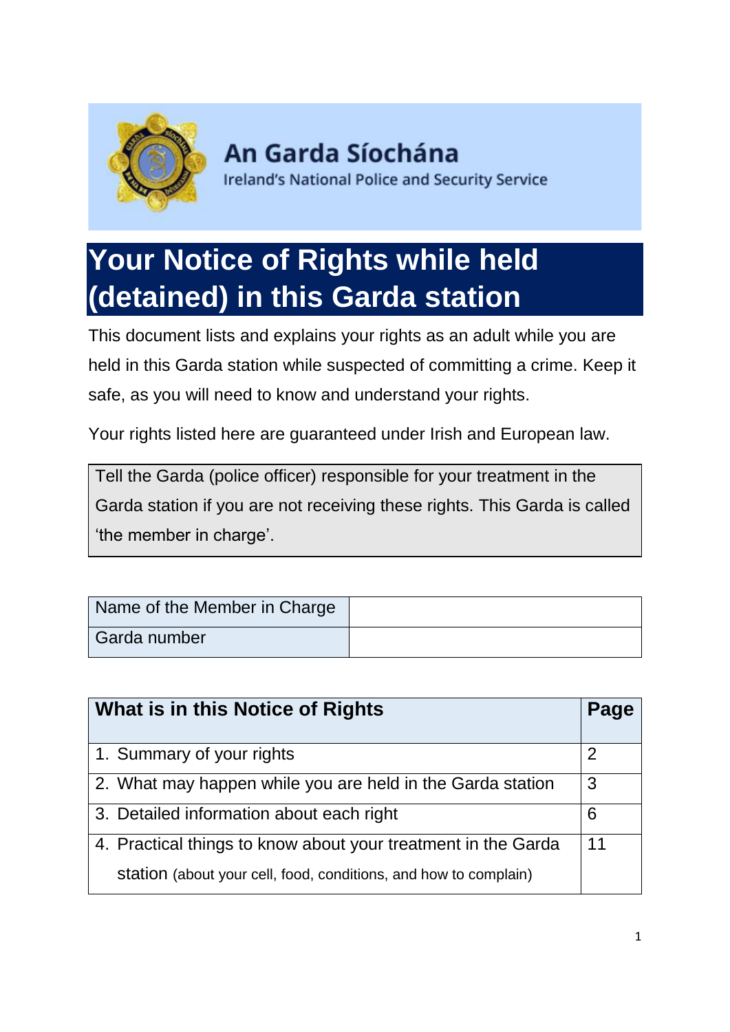**An Garda Síochána**

Ireland's National Police and Security Service

# Your Notice of Rights while held (detained) in this Garda station

This document lists and explains your rights as an adult while you are held in this Garda station while suspected of committing a crime. Keep it safe, as you will need to know and understand your rights.

Your rights listed here are guaranteed under Irish and European law.

> Tell the Garda (police officer) responsible for your treatment in the Garda station if you are not receiving these rights. This Garda is called 'the member in charge'.

| Name of the Member in Charge | |
|---|---|
| Garda number | |

| What is in this Notice of Rights | Page |
|---|---|
| 1. Summary of your rights | 2 |
| 2. What may happen while you are held in the Garda station | 3 |
| 3. Detailed information about each right | 6 |
| 4. Practical things to know about your treatment in the Garda station (about your cell, food, conditions, and how to complain) | 11 |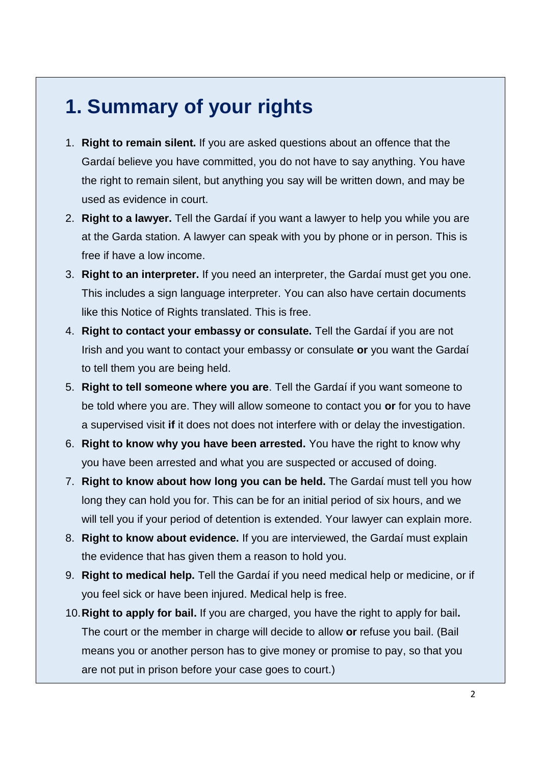# 1. Summary of your rights

1. **Right to remain silent.** If you are asked questions about an offence that the Gardaí believe you have committed, you do not have to say anything. You have the right to remain silent, but anything you say will be written down, and may be used as evidence in court.
2. **Right to a lawyer.** Tell the Gardaí if you want a lawyer to help you while you are at the Garda station. A lawyer can speak with you by phone or in person. This is free if have a low income.
3. **Right to an interpreter.** If you need an interpreter, the Gardaí must get you one. This includes a sign language interpreter. You can also have certain documents like this Notice of Rights translated. This is free.
4. **Right to contact your embassy or consulate.** Tell the Gardaí if you are not Irish and you want to contact your embassy or consulate **or** you want the Gardaí to tell them you are being held.
5. **Right to tell someone where you are**. Tell the Gardaí if you want someone to be told where you are. They will allow someone to contact you **or** for you to have a supervised visit **if** it does not does not interfere with or delay the investigation.
6. **Right to know why you have been arrested.** You have the right to know why you have been arrested and what you are suspected or accused of doing.
7. **Right to know about how long you can be held.** The Gardaí must tell you how long they can hold you for. This can be for an initial period of six hours, and we will tell you if your period of detention is extended. Your lawyer can explain more.
8. **Right to know about evidence.** If you are interviewed, the Gardaí must explain the evidence that has given them a reason to hold you.
9. **Right to medical help.** Tell the Gardaí if you need medical help or medicine, or if you feel sick or have been injured. Medical help is free.
10. **Right to apply for bail.** If you are charged, you have the right to apply for bail**.** The court or the member in charge will decide to allow **or** refuse you bail. (Bail means you or another person has to give money or promise to pay, so that you are not put in prison before your case goes to court.)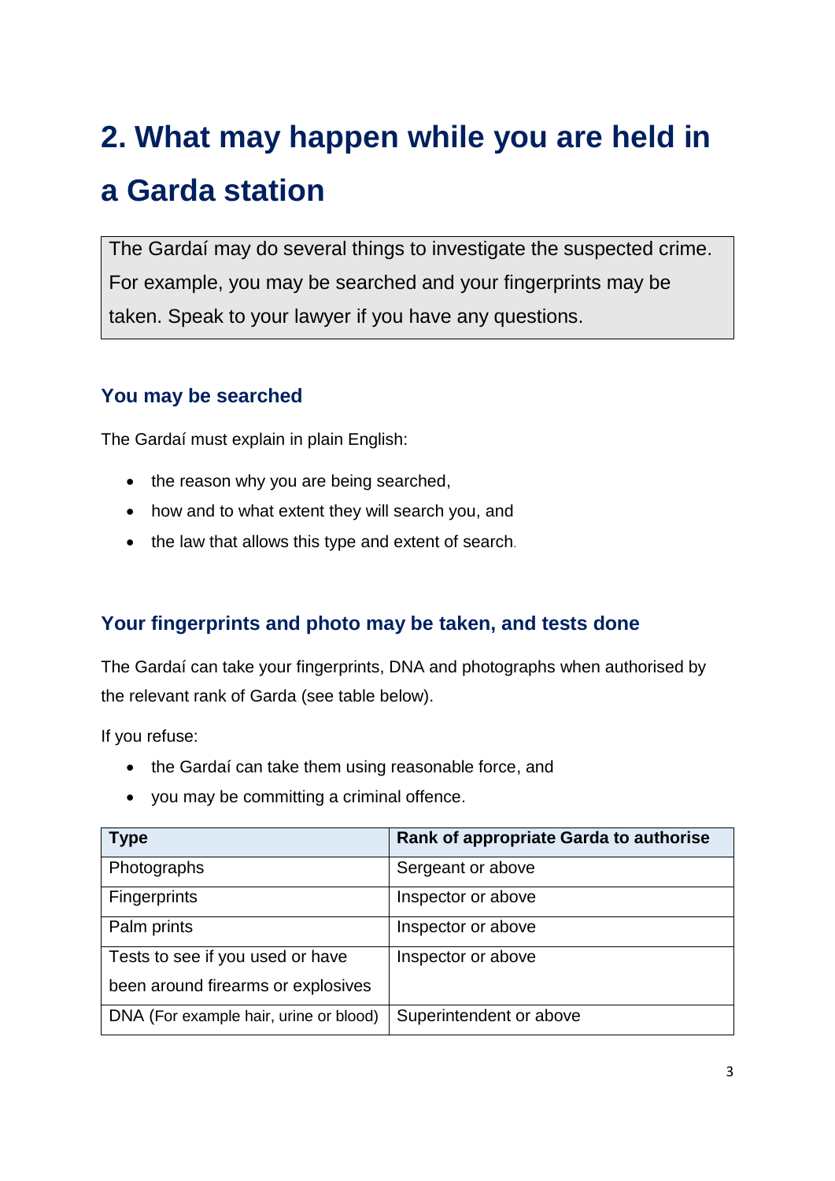# 2. What may happen while you are held in a Garda station

> The Gardaí may do several things to investigate the suspected crime. For example, you may be searched and your fingerprints may be taken. Speak to your lawyer if you have any questions.

### You may be searched

The Gardaí must explain in plain English:

- the reason why you are being searched,
- how and to what extent they will search you, and
- the law that allows this type and extent of search.

### Your fingerprints and photo may be taken, and tests done

The Gardaí can take your fingerprints, DNA and photographs when authorised by the relevant rank of Garda (see table below).

If you refuse:

- the Gardaí can take them using reasonable force, and
- you may be committing a criminal offence.

| Type | Rank of appropriate Garda to authorise |
|---|---|
| Photographs | Sergeant or above |
| Fingerprints | Inspector or above |
| Palm prints | Inspector or above |
| Tests to see if you used or have been around firearms or explosives | Inspector or above |
| DNA (For example hair, urine or blood) | Superintendent or above |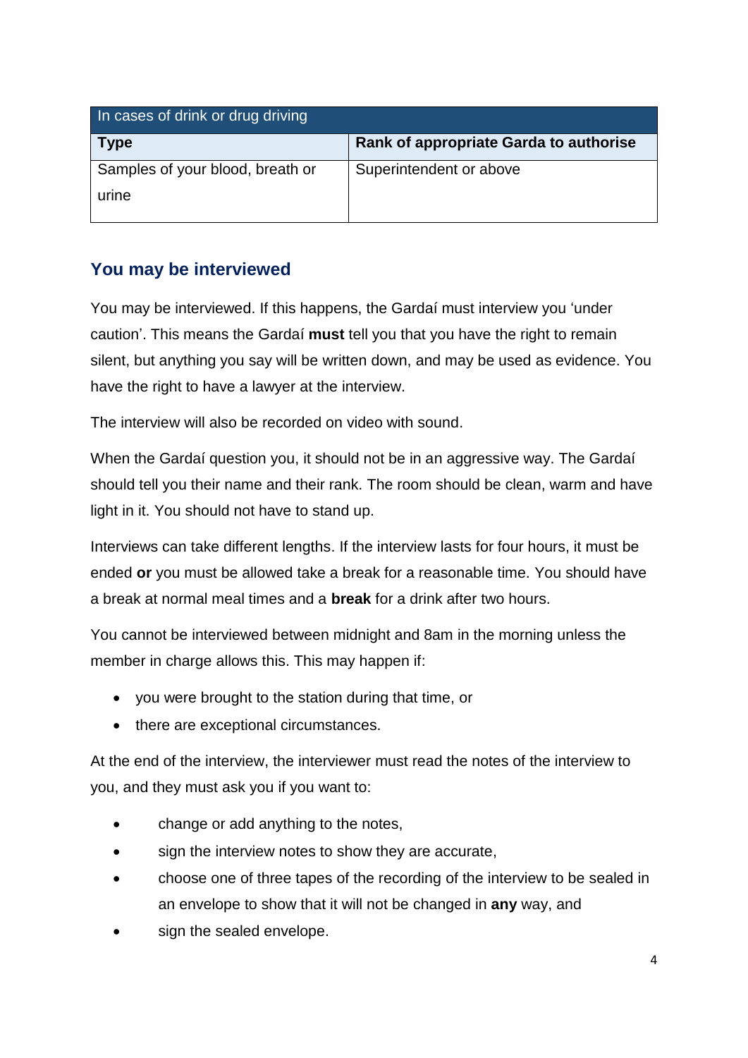| In cases of drink or drug driving | |
|---|---|
| **Type** | **Rank of appropriate Garda to authorise** |
| Samples of your blood, breath or urine | Superintendent or above |

## You may be interviewed

You may be interviewed. If this happens, the Gardaí must interview you 'under caution'. This means the Gardaí **must** tell you that you have the right to remain silent, but anything you say will be written down, and may be used as evidence. You have the right to have a lawyer at the interview.

The interview will also be recorded on video with sound.

When the Gardaí question you, it should not be in an aggressive way. The Gardaí should tell you their name and their rank. The room should be clean, warm and have light in it. You should not have to stand up.

Interviews can take different lengths. If the interview lasts for four hours, it must be ended **or** you must be allowed take a break for a reasonable time. You should have a break at normal meal times and a **break** for a drink after two hours.

You cannot be interviewed between midnight and 8am in the morning unless the member in charge allows this. This may happen if:

- you were brought to the station during that time, or
- there are exceptional circumstances.

At the end of the interview, the interviewer must read the notes of the interview to you, and they must ask you if you want to:

- change or add anything to the notes,
- sign the interview notes to show they are accurate,
- choose one of three tapes of the recording of the interview to be sealed in an envelope to show that it will not be changed in **any** way, and
- sign the sealed envelope.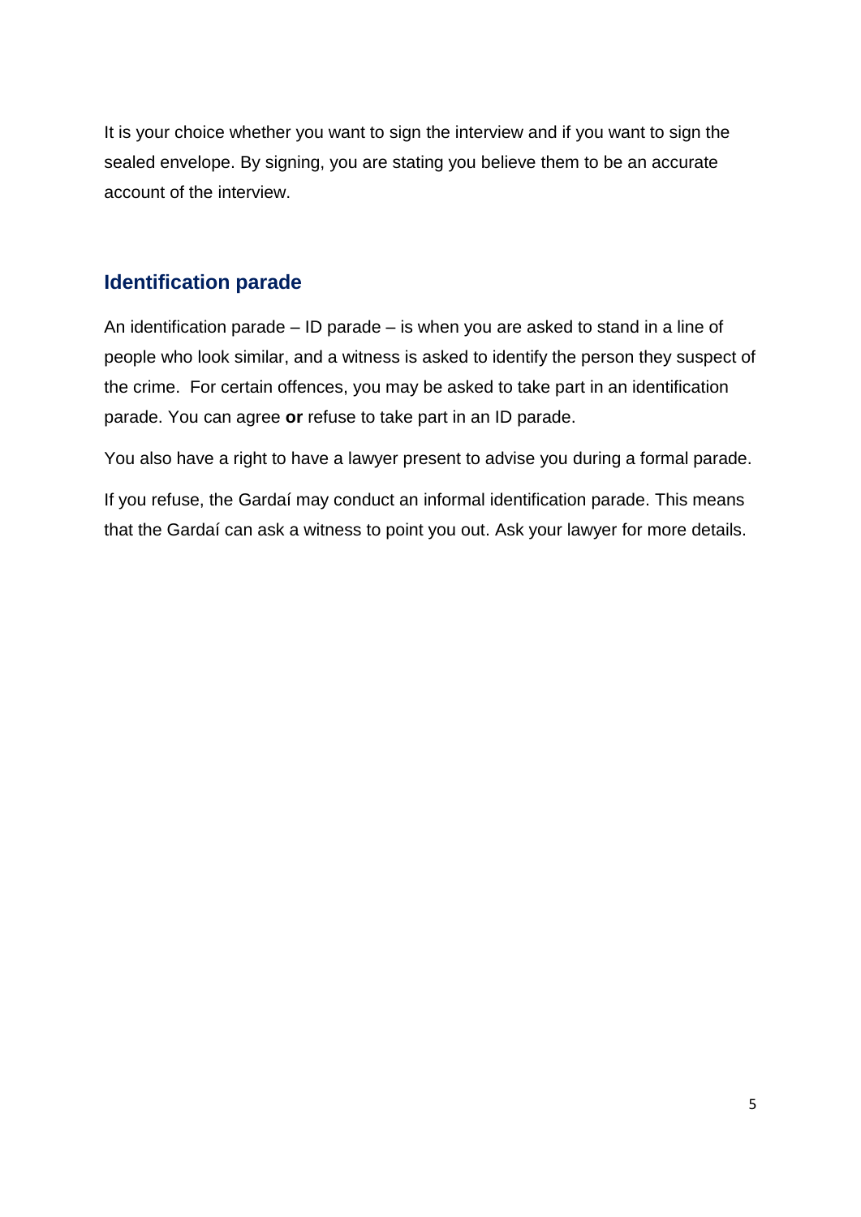It is your choice whether you want to sign the interview and if you want to sign the sealed envelope. By signing, you are stating you believe them to be an accurate account of the interview.

## Identification parade

An identification parade – ID parade – is when you are asked to stand in a line of people who look similar, and a witness is asked to identify the person they suspect of the crime. For certain offences, you may be asked to take part in an identification parade. You can agree **or** refuse to take part in an ID parade.

You also have a right to have a lawyer present to advise you during a formal parade.

If you refuse, the Gardaí may conduct an informal identification parade. This means that the Gardaí can ask a witness to point you out. Ask your lawyer for more details.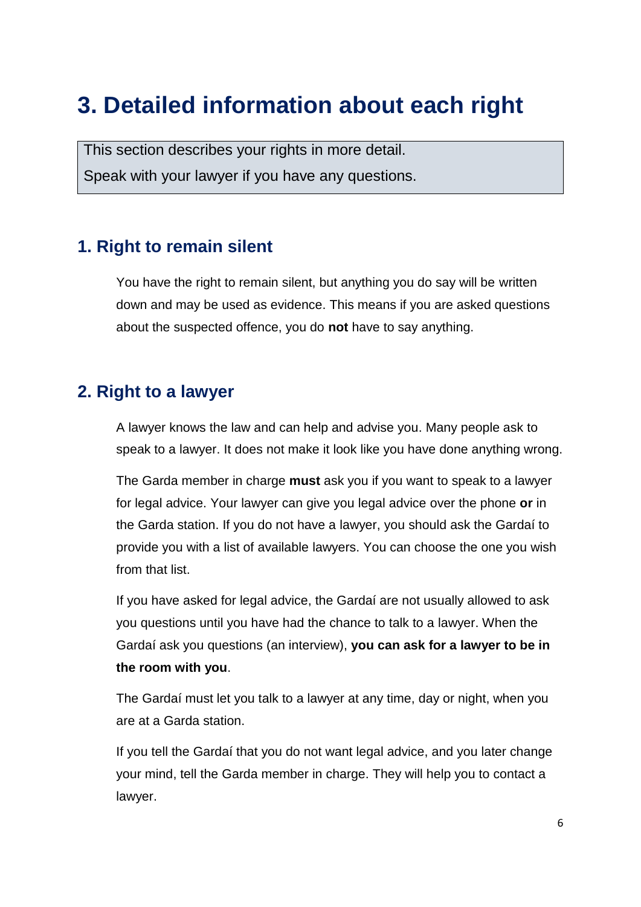# 3. Detailed information about each right

This section describes your rights in more detail.
Speak with your lawyer if you have any questions.

## 1. Right to remain silent

You have the right to remain silent, but anything you do say will be written down and may be used as evidence. This means if you are asked questions about the suspected offence, you do **not** have to say anything.

## 2. Right to a lawyer

A lawyer knows the law and can help and advise you. Many people ask to speak to a lawyer. It does not make it look like you have done anything wrong.

The Garda member in charge **must** ask you if you want to speak to a lawyer for legal advice. Your lawyer can give you legal advice over the phone **or** in the Garda station. If you do not have a lawyer, you should ask the Gardaí to provide you with a list of available lawyers. You can choose the one you wish from that list.

If you have asked for legal advice, the Gardaí are not usually allowed to ask you questions until you have had the chance to talk to a lawyer. When the Gardaí ask you questions (an interview), **you can ask for a lawyer to be in the room with you**.

The Gardaí must let you talk to a lawyer at any time, day or night, when you are at a Garda station.

If you tell the Gardaí that you do not want legal advice, and you later change your mind, tell the Garda member in charge. They will help you to contact a lawyer.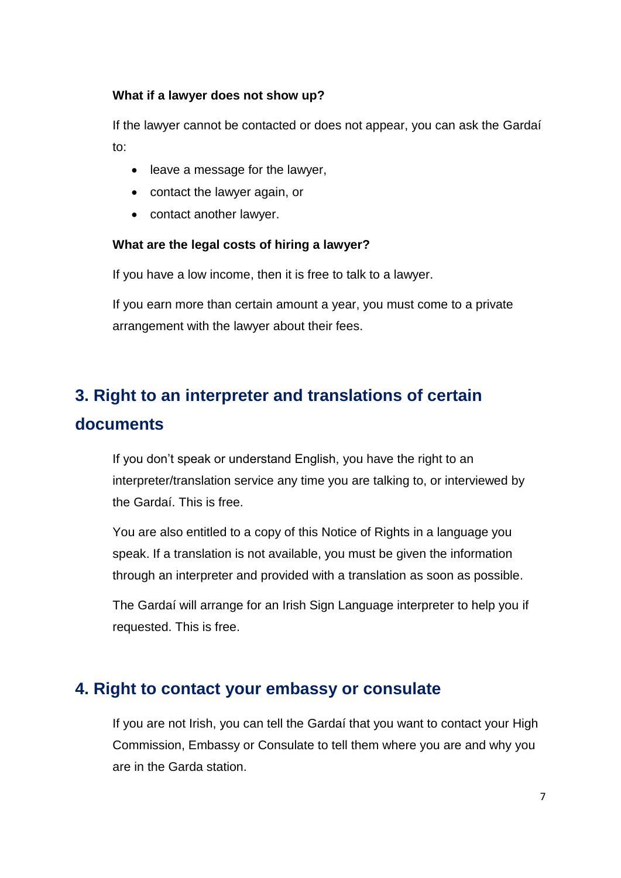#### What if a lawyer does not show up?

If the lawyer cannot be contacted or does not appear, you can ask the Gardaí to:

- leave a message for the lawyer,
- contact the lawyer again, or
- contact another lawyer.

#### What are the legal costs of hiring a lawyer?

If you have a low income, then it is free to talk to a lawyer.

If you earn more than certain amount a year, you must come to a private arrangement with the lawyer about their fees.

## 3. Right to an interpreter and translations of certain documents

If you don't speak or understand English, you have the right to an interpreter/translation service any time you are talking to, or interviewed by the Gardaí. This is free.

You are also entitled to a copy of this Notice of Rights in a language you speak. If a translation is not available, you must be given the information through an interpreter and provided with a translation as soon as possible.

The Gardaí will arrange for an Irish Sign Language interpreter to help you if requested. This is free.

## 4. Right to contact your embassy or consulate

If you are not Irish, you can tell the Gardaí that you want to contact your High Commission, Embassy or Consulate to tell them where you are and why you are in the Garda station.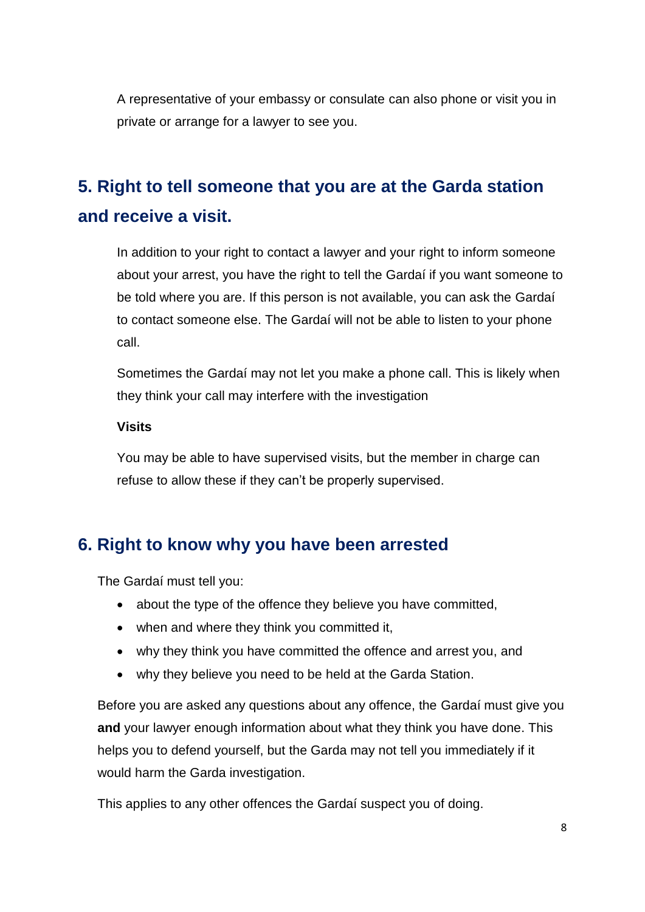A representative of your embassy or consulate can also phone or visit you in private or arrange for a lawyer to see you.

## 5. Right to tell someone that you are at the Garda station and receive a visit.

In addition to your right to contact a lawyer and your right to inform someone about your arrest, you have the right to tell the Gardaí if you want someone to be told where you are. If this person is not available, you can ask the Gardaí to contact someone else. The Gardaí will not be able to listen to your phone call.

Sometimes the Gardaí may not let you make a phone call. This is likely when they think your call may interfere with the investigation

**Visits**

You may be able to have supervised visits, but the member in charge can refuse to allow these if they can't be properly supervised.

## 6. Right to know why you have been arrested

The Gardaí must tell you:

- about the type of the offence they believe you have committed,
- when and where they think you committed it,
- why they think you have committed the offence and arrest you, and
- why they believe you need to be held at the Garda Station.

Before you are asked any questions about any offence, the Gardaí must give you **and** your lawyer enough information about what they think you have done. This helps you to defend yourself, but the Garda may not tell you immediately if it would harm the Garda investigation.

This applies to any other offences the Gardaí suspect you of doing.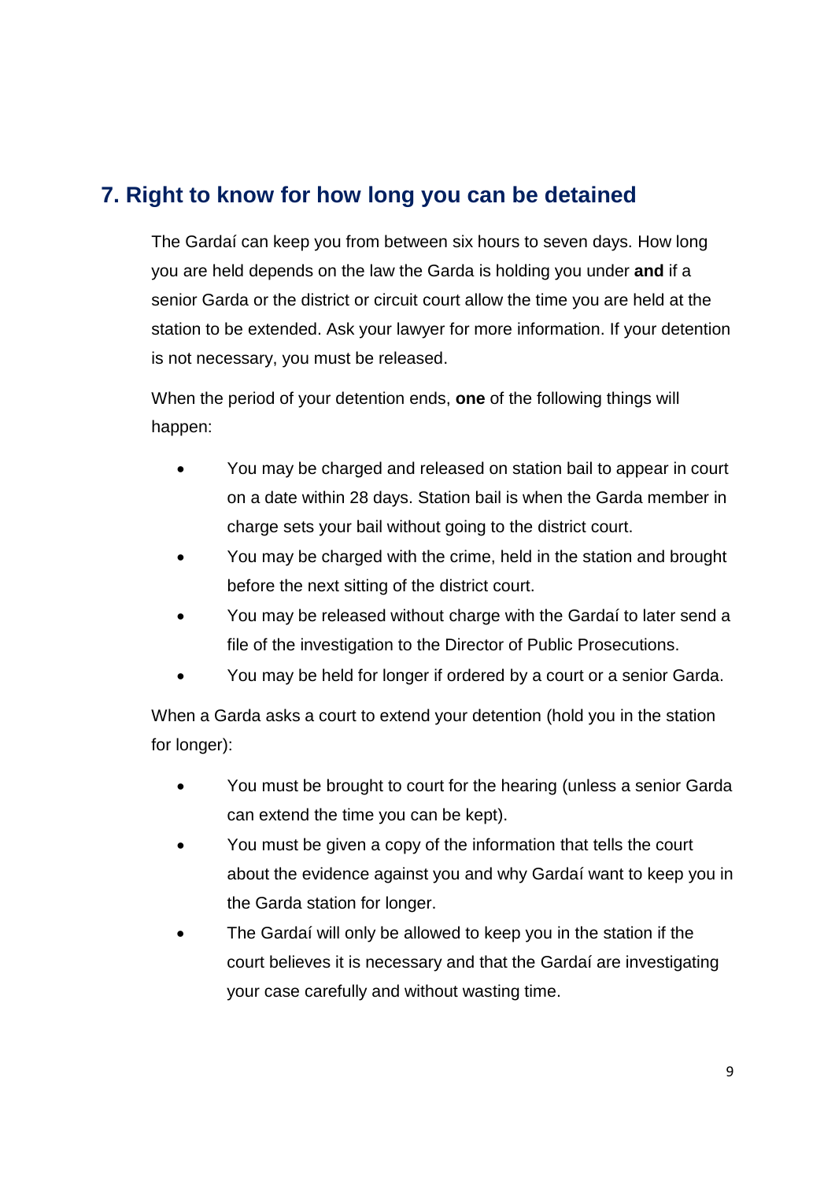## 7. Right to know for how long you can be detained

The Gardaí can keep you from between six hours to seven days. How long you are held depends on the law the Garda is holding you under **and** if a senior Garda or the district or circuit court allow the time you are held at the station to be extended. Ask your lawyer for more information. If your detention is not necessary, you must be released.

When the period of your detention ends, **one** of the following things will happen:

- You may be charged and released on station bail to appear in court on a date within 28 days. Station bail is when the Garda member in charge sets your bail without going to the district court.
- You may be charged with the crime, held in the station and brought before the next sitting of the district court.
- You may be released without charge with the Gardaí to later send a file of the investigation to the Director of Public Prosecutions.
- You may be held for longer if ordered by a court or a senior Garda.

When a Garda asks a court to extend your detention (hold you in the station for longer):

- You must be brought to court for the hearing (unless a senior Garda can extend the time you can be kept).
- You must be given a copy of the information that tells the court about the evidence against you and why Gardaí want to keep you in the Garda station for longer.
- The Gardaí will only be allowed to keep you in the station if the court believes it is necessary and that the Gardaí are investigating your case carefully and without wasting time.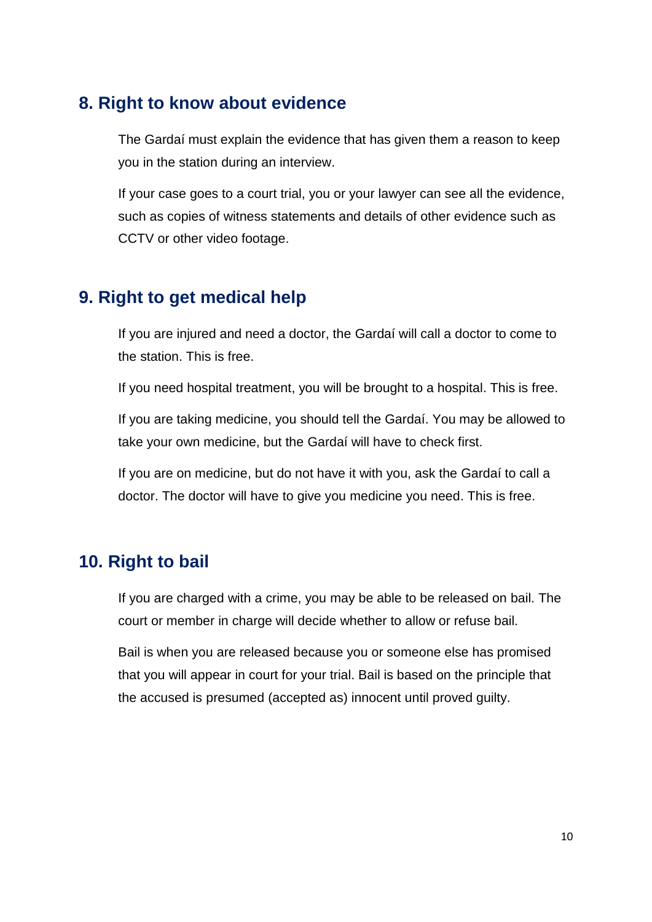## 8. Right to know about evidence

The Gardaí must explain the evidence that has given them a reason to keep you in the station during an interview.

If your case goes to a court trial, you or your lawyer can see all the evidence, such as copies of witness statements and details of other evidence such as CCTV or other video footage.

## 9. Right to get medical help

If you are injured and need a doctor, the Gardaí will call a doctor to come to the station. This is free.

If you need hospital treatment, you will be brought to a hospital. This is free.

If you are taking medicine, you should tell the Gardaí. You may be allowed to take your own medicine, but the Gardaí will have to check first.

If you are on medicine, but do not have it with you, ask the Gardaí to call a doctor. The doctor will have to give you medicine you need. This is free.

## 10. Right to bail

If you are charged with a crime, you may be able to be released on bail. The court or member in charge will decide whether to allow or refuse bail.

Bail is when you are released because you or someone else has promised that you will appear in court for your trial. Bail is based on the principle that the accused is presumed (accepted as) innocent until proved guilty.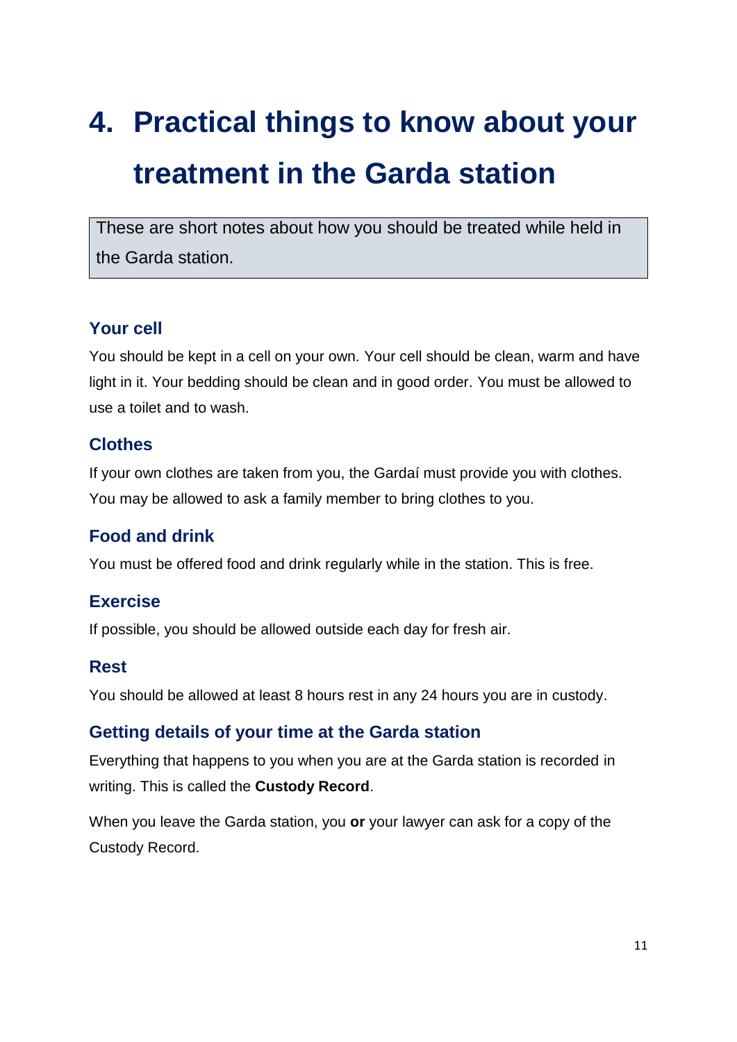# 4. Practical things to know about your treatment in the Garda station

These are short notes about how you should be treated while held in the Garda station.

## Your cell

You should be kept in a cell on your own. Your cell should be clean, warm and have light in it. Your bedding should be clean and in good order. You must be allowed to use a toilet and to wash.

## Clothes

If your own clothes are taken from you, the Gardaí must provide you with clothes. You may be allowed to ask a family member to bring clothes to you.

## Food and drink

You must be offered food and drink regularly while in the station. This is free.

## Exercise

If possible, you should be allowed outside each day for fresh air.

## Rest

You should be allowed at least 8 hours rest in any 24 hours you are in custody.

## Getting details of your time at the Garda station

Everything that happens to you when you are at the Garda station is recorded in writing. This is called the **Custody Record**.

When you leave the Garda station, you **or** your lawyer can ask for a copy of the Custody Record.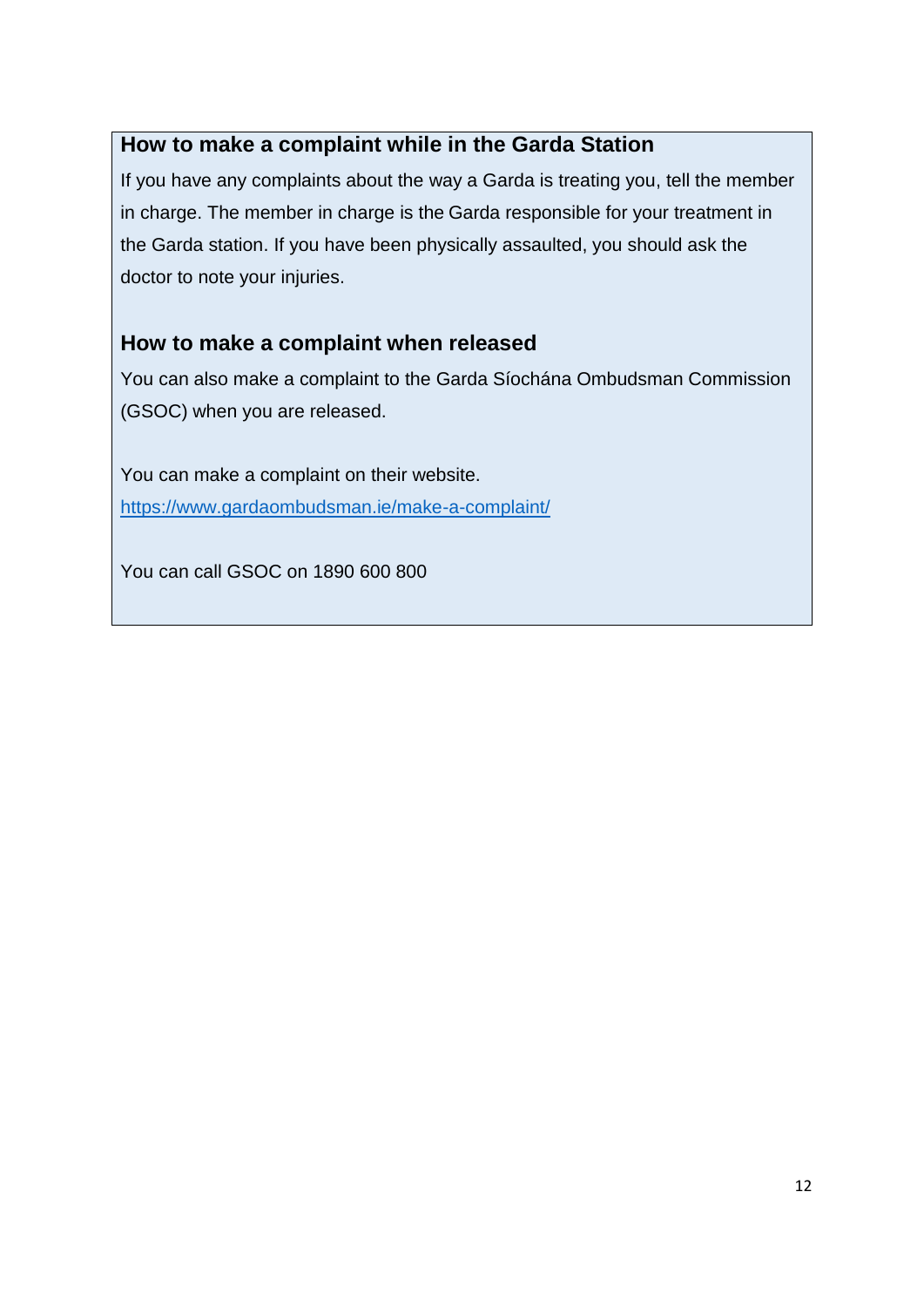## How to make a complaint while in the Garda Station

If you have any complaints about the way a Garda is treating you, tell the member in charge. The member in charge is the Garda responsible for your treatment in the Garda station. If you have been physically assaulted, you should ask the doctor to note your injuries.

## How to make a complaint when released

You can also make a complaint to the Garda Síochána Ombudsman Commission (GSOC) when you are released.

You can make a complaint on their website.
https://www.gardaombudsman.ie/make-a-complaint/

You can call GSOC on 1890 600 800